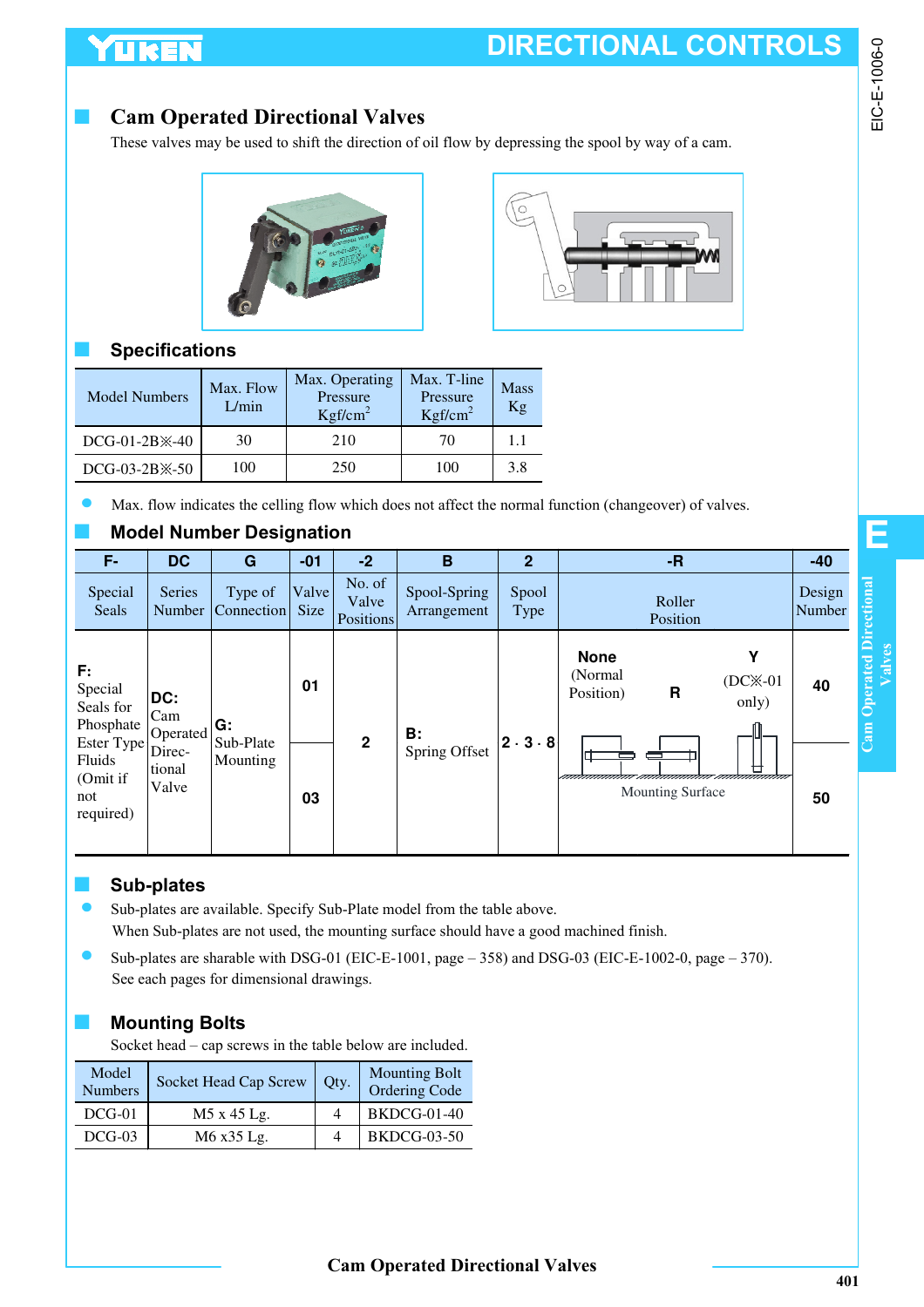# Cam Operated Directional Valves

These valves may be used to shift the direction of oil flow by depressing the spool by way of a cam.

## Specifications

| Model Numbers | Max. Flow L/min | Max. Operating Pressure Kgf/cm$^2$ | Max. T-line Pressure Kgf/cm$^2$ | Mass Kg |
|---|---|---|---|---|
| DCG-01-2B※-40 | 30 | 210 | 70 | 1.1 |
| DCG-03-2B※-50 | 100 | 250 | 100 | 3.8 |

- Max. flow indicates the celling flow which does not affect the normal function (changeover) of valves.

## Model Number Designation

| F- | DC | G | -01 | -2 | B | 2 | -R | -40 |
|---|---|---|---|---|---|---|---|---|
| Special Seals | Series Number | Type of Connection | Valve Size | No. of Valve Positions | Spool-Spring Arrangement | Spool Type | Roller Position | Design Number |
| **F:** Special Seals for Phosphate Ester Type Fluids (Omit if not required) | **DC:** Cam Operated Directional Valve | **G:** Sub-Plate Mounting | 01 | 2 | **B:** Spring Offset | 2 · 3 · 8 | **None** (Normal Position), **R**, **Y** (DC※-01 only) — Mounting Surface | 40 |
| | | | 03 | | | | | 50 |

## Sub-plates

- Sub-plates are available. Specify Sub-Plate model from the table above.
  When Sub-plates are not used, the mounting surface should have a good machined finish.
- Sub-plates are sharable with DSG-01 (EIC-E-1001, page – 358) and DSG-03 (EIC-E-1002-0, page – 370).
  See each pages for dimensional drawings.

## Mounting Bolts

Socket head – cap screws in the table below are included.

| Model Numbers | Socket Head Cap Screw | Qty. | Mounting Bolt Ordering Code |
|---|---|---|---|
| DCG-01 | M5 x 45 Lg. | 4 | BKDCG-01-40 |
| DCG-03 | M6 x35 Lg. | 4 | BKDCG-03-50 |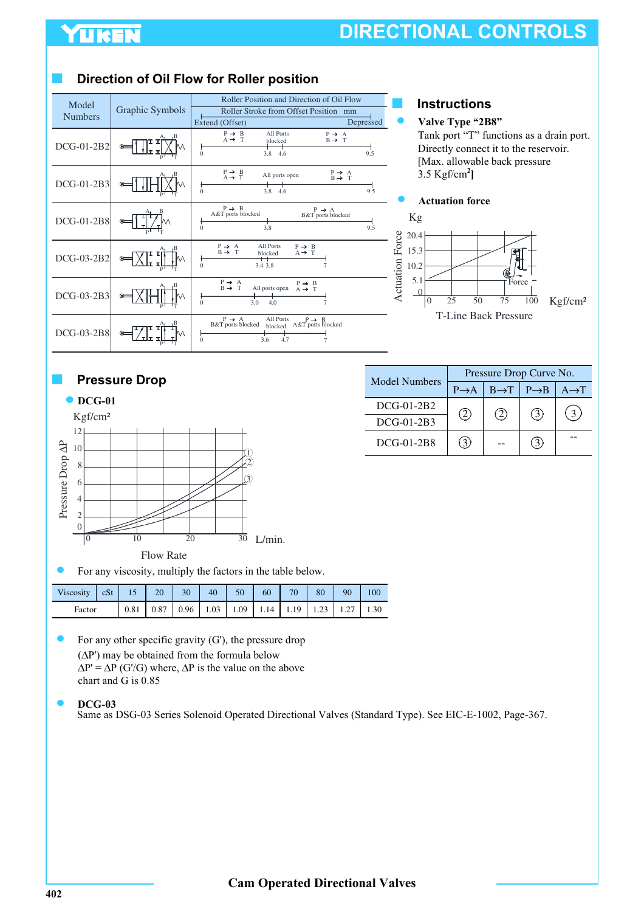## Direction of Oil Flow for Roller position

| Model Numbers | Graphic Symbols | Roller Position and Direction of Oil Flow / Roller Stroke from Offset Position mm / Extend (Offset) — Depressed |
|---|---|---|
| DCG-01-2B2 | | P → B, A → T (0) · All Ports blocked (3.8 – 4.6) · P → A, B → T (9.5) |
| DCG-01-2B3 | | P → B, A → T (0) · All ports open (3.8 – 4.6) · P → A, B → T (9.5) |
| DCG-01-2B8 | | P → B, A&T ports blocked (0) · 3.8 · P → A, B&T ports blocked (9.5) |
| DCG-03-2B2 | | P → A, B → T (0) · All Ports blocked (3.4 – 3.8) · P → B, A → T (7) |
| DCG-03-2B3 | | P → A, B → T (0) · All ports open (3.0 – 4.0) · P → B, A → T (7) |
| DCG-03-2B8 | | P → A, B&T ports blocked (0) · All Ports blocked (3.6 – 4.7) · P → B, A&T ports blocked (7) |

## Instructions

- **Valve Type "2B8"**
  Tank port "T" functions as a drain port. Directly connect it to the reservoir. [Max. allowable back pressure 3.5 Kgf/cm$^2$]

- **Actuation force**

Actuation Force (Kg): 0, 5.1, 10.2, 15.3, 20.4
T-Line Back Pressure (Kgf/cm²): 0, 25, 50, 75, 100

## Pressure Drop

- **DCG-01**

Pressure Drop ΔP (Kgf/cm²): 0–12
Flow Rate (L/min.): 0, 10, 20, 30
Curves ①, ②, ③

| Model Numbers | Pressure Drop Curve No. | | | |
|---|---|---|---|---|
| | P→A | B→T | P→B | A→T |
| DCG-01-2B2 / DCG-01-2B3 | ② | ② | ③ | ③ |
| DCG-01-2B8 | ③ | -- | ③ | -- |

- For any viscosity, multiply the factors in the table below.

| Viscosity cSt | 15 | 20 | 30 | 40 | 50 | 60 | 70 | 80 | 90 | 100 |
|---|---|---|---|---|---|---|---|---|---|---|
| Factor | 0.81 | 0.87 | 0.96 | 1.03 | 1.09 | 1.14 | 1.19 | 1.23 | 1.27 | 1.30 |

- For any other specific gravity (G'), the pressure drop ($\Delta P'$) may be obtained from the formula below
  $\Delta P' = \Delta P\ (G'/G)$ where, $\Delta P$ is the value on the above chart and G is 0.85

- **DCG-03**
  Same as DSG-03 Series Solenoid Operated Directional Valves (Standard Type). See EIC-E-1002, Page-367.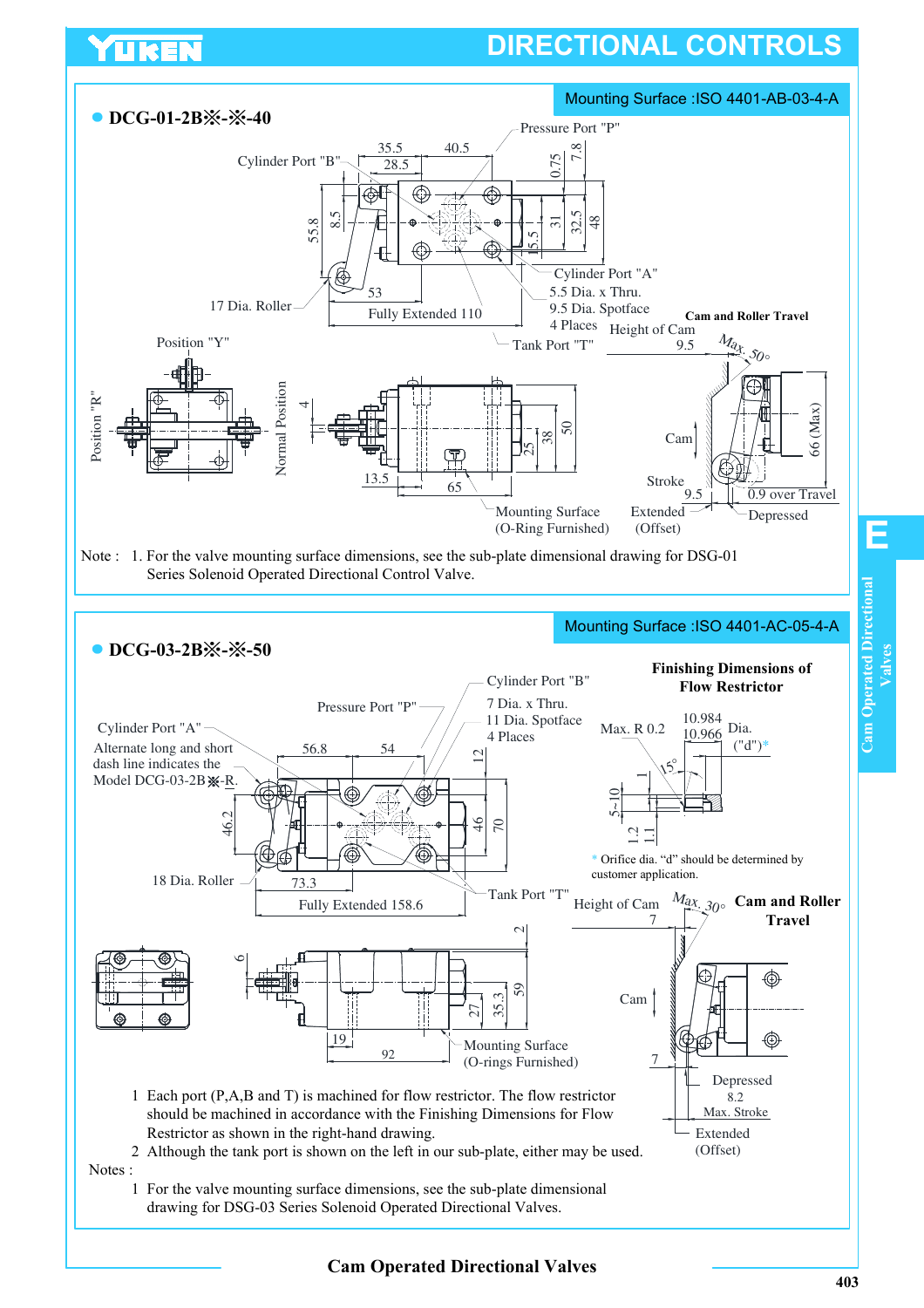# DIRECTIONAL CONTROLS

## ● DCG-01-2B※-※-40

Mounting Surface :ISO 4401-AB-03-4-A

Pressure Port "P"

Cylinder Port "B"

35.5 40.5 28.5 0.75 7.8

55.8 8.5 15.5 31 32.5 48

Cylinder Port "A"

5.5 Dia. x Thru.
9.5 Dia. Spotface
4 Places

17 Dia. Roller 53

Fully Extended 110

Tank Port "T"

Cam and Roller Travel

Height of Cam 9.5

Max. 50°

Position "Y"

Position "R"

Normal Position 4

25 38 50

13.5 65

66 (Max)

Cam

Stroke 9.5

0.9 over Travel

Mounting Surface (O-Ring Furnished)

Extended (Offset)

Depressed

Note : 1. For the valve mounting surface dimensions, see the sub-plate dimensional drawing for DSG-01 Series Solenoid Operated Directional Control Valve.

## ● DCG-03-2B※-※-50

Mounting Surface :ISO 4401-AC-05-4-A

Cylinder Port "B"

7 Dia. x Thru.
11 Dia. Spotface
4 Places

Pressure Port "P"

Cylinder Port "A"

Alternate long and short dash line indicates the Model DCG-03-2B※-R.

56.8 54 12

46.2 46 70

18 Dia. Roller 73.3

Fully Extended 158.6

Tank Port "T"

**Finishing Dimensions of Flow Restrictor**

Max. R 0.2

10.984
10.966 Dia. ("d")*

15°

1 5~10 1.2 1.1

\* Orifice dia. "d" should be determined by customer application.

Height of Cam 7

Max. 30°

**Cam and Roller Travel**

6 2

27 35.3 59

19 92

Mounting Surface (O-rings Furnished)

Cam

7

Depressed

8.2 Max. Stroke

Extended (Offset)

Notes :

1. Each port (P,A,B and T) is machined for flow restrictor. The flow restrictor should be machined in accordance with the Finishing Dimensions for Flow Restrictor as shown in the right-hand drawing.
2. Although the tank port is shown on the left in our sub-plate, either may be used.

1. For the valve mounting surface dimensions, see the sub-plate dimensional drawing for DSG-03 Series Solenoid Operated Directional Valves.

Cam Operated Directional Valves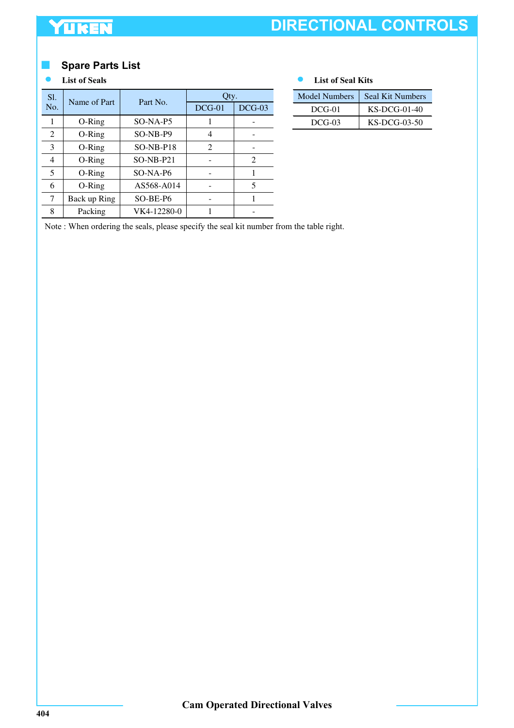## Spare Parts List

- **List of Seals**

| Sl. No. | Name of Part | Part No. | Qty. | |
|---|---|---|---|---|
| | | | DCG-01 | DCG-03 |
| 1 | O-Ring | SO-NA-P5 | 1 | - |
| 2 | O-Ring | SO-NB-P9 | 4 | - |
| 3 | O-Ring | SO-NB-P18 | 2 | - |
| 4 | O-Ring | SO-NB-P21 | - | 2 |
| 5 | O-Ring | SO-NA-P6 | - | 1 |
| 6 | O-Ring | AS568-A014 | - | 5 |
| 7 | Back up Ring | SO-BE-P6 | - | 1 |
| 8 | Packing | VK4-12280-0 | 1 | - |

Note : When ordering the seals, please specify the seal kit number from the table right.

- **List of Seal Kits**

| Model Numbers | Seal Kit Numbers |
|---|---|
| DCG-01 | KS-DCG-01-40 |
| DCG-03 | KS-DCG-03-50 |